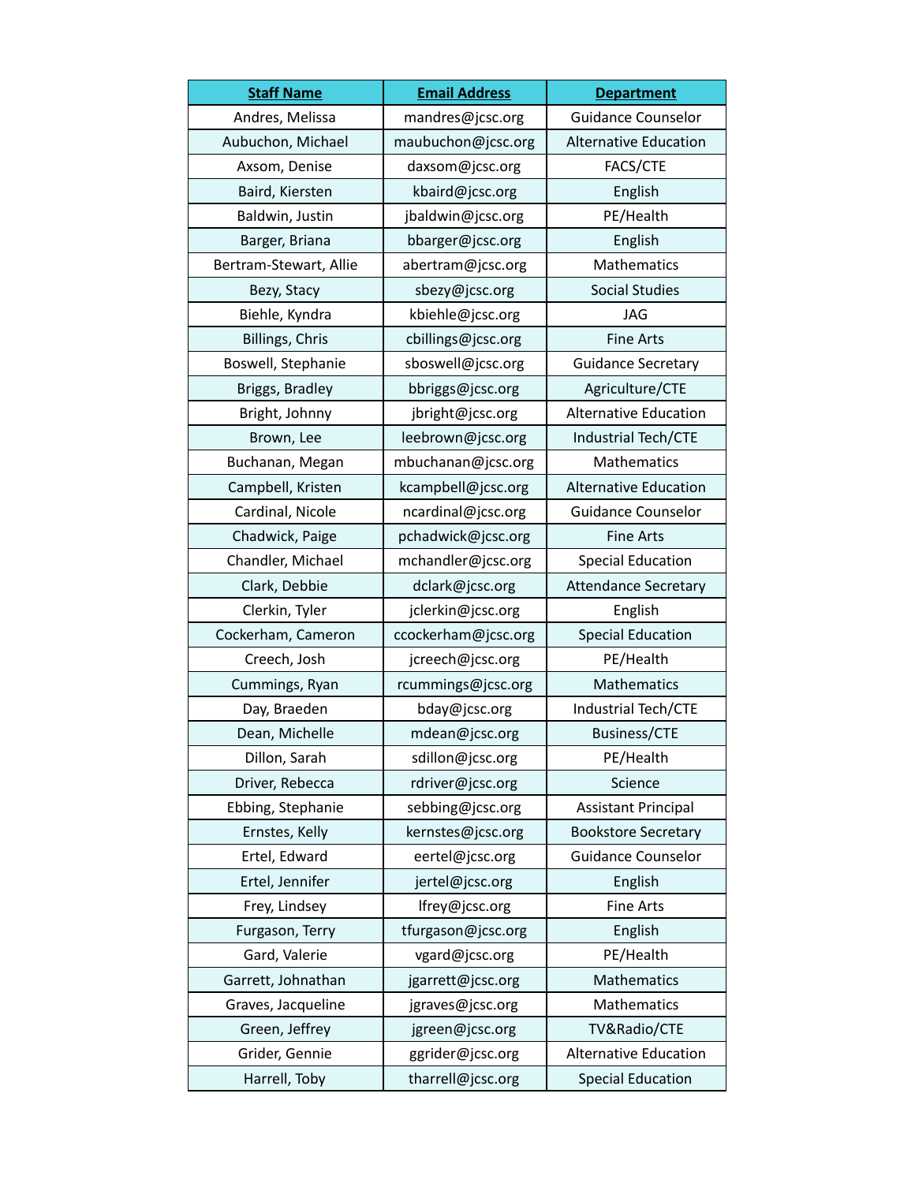| Staff Name | Email Address | Department |
|---|---|---|
| Andres, Melissa | mandres@jcsc.org | Guidance Counselor |
| Aubuchon, Michael | maubuchon@jcsc.org | Alternative Education |
| Axsom, Denise | daxsom@jcsc.org | FACS/CTE |
| Baird, Kiersten | kbaird@jcsc.org | English |
| Baldwin, Justin | jbaldwin@jcsc.org | PE/Health |
| Barger, Briana | bbarger@jcsc.org | English |
| Bertram-Stewart, Allie | abertram@jcsc.org | Mathematics |
| Bezy, Stacy | sbezy@jcsc.org | Social Studies |
| Biehle, Kyndra | kbiehle@jcsc.org | JAG |
| Billings, Chris | cbillings@jcsc.org | Fine Arts |
| Boswell, Stephanie | sboswell@jcsc.org | Guidance Secretary |
| Briggs, Bradley | bbriggs@jcsc.org | Agriculture/CTE |
| Bright, Johnny | jbright@jcsc.org | Alternative Education |
| Brown, Lee | leebrown@jcsc.org | Industrial Tech/CTE |
| Buchanan, Megan | mbuchanan@jcsc.org | Mathematics |
| Campbell, Kristen | kcampbell@jcsc.org | Alternative Education |
| Cardinal, Nicole | ncardinal@jcsc.org | Guidance Counselor |
| Chadwick, Paige | pchadwick@jcsc.org | Fine Arts |
| Chandler, Michael | mchandler@jcsc.org | Special Education |
| Clark, Debbie | dclark@jcsc.org | Attendance Secretary |
| Clerkin, Tyler | jclerkin@jcsc.org | English |
| Cockerham, Cameron | ccockerham@jcsc.org | Special Education |
| Creech, Josh | jcreech@jcsc.org | PE/Health |
| Cummings, Ryan | rcummings@jcsc.org | Mathematics |
| Day, Braeden | bday@jcsc.org | Industrial Tech/CTE |
| Dean, Michelle | mdean@jcsc.org | Business/CTE |
| Dillon, Sarah | sdillon@jcsc.org | PE/Health |
| Driver, Rebecca | rdriver@jcsc.org | Science |
| Ebbing, Stephanie | sebbing@jcsc.org | Assistant Principal |
| Ernstes, Kelly | kernstes@jcsc.org | Bookstore Secretary |
| Ertel, Edward | eertel@jcsc.org | Guidance Counselor |
| Ertel, Jennifer | jertel@jcsc.org | English |
| Frey, Lindsey | lfrey@jcsc.org | Fine Arts |
| Furgason, Terry | tfurgason@jcsc.org | English |
| Gard, Valerie | vgard@jcsc.org | PE/Health |
| Garrett, Johnathan | jgarrett@jcsc.org | Mathematics |
| Graves, Jacqueline | jgraves@jcsc.org | Mathematics |
| Green, Jeffrey | jgreen@jcsc.org | TV&Radio/CTE |
| Grider, Gennie | ggrider@jcsc.org | Alternative Education |
| Harrell, Toby | tharrell@jcsc.org | Special Education |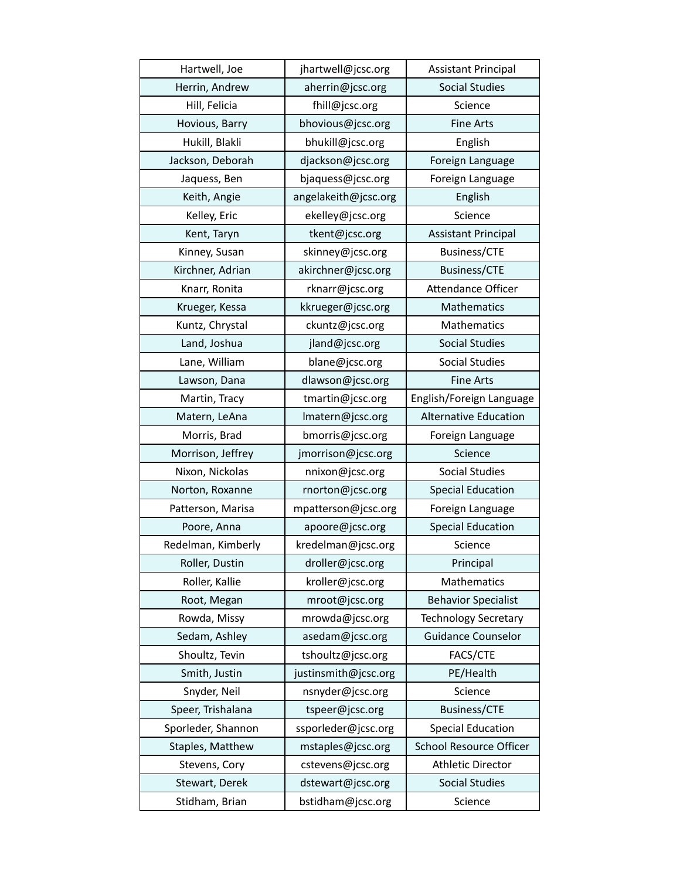| Hartwell, Joe | jhartwell@jcsc.org | Assistant Principal |
|---|---|---|
| Herrin, Andrew | aherrin@jcsc.org | Social Studies |
| Hill, Felicia | fhill@jcsc.org | Science |
| Hovious, Barry | bhovious@jcsc.org | Fine Arts |
| Hukill, Blakli | bhukill@jcsc.org | English |
| Jackson, Deborah | djackson@jcsc.org | Foreign Language |
| Jaquess, Ben | bjaquess@jcsc.org | Foreign Language |
| Keith, Angie | angelakeith@jcsc.org | English |
| Kelley, Eric | ekelley@jcsc.org | Science |
| Kent, Taryn | tkent@jcsc.org | Assistant Principal |
| Kinney, Susan | skinney@jcsc.org | Business/CTE |
| Kirchner, Adrian | akirchner@jcsc.org | Business/CTE |
| Knarr, Ronita | rknarr@jcsc.org | Attendance Officer |
| Krueger, Kessa | kkrueger@jcsc.org | Mathematics |
| Kuntz, Chrystal | ckuntz@jcsc.org | Mathematics |
| Land, Joshua | jland@jcsc.org | Social Studies |
| Lane, William | blane@jcsc.org | Social Studies |
| Lawson, Dana | dlawson@jcsc.org | Fine Arts |
| Martin, Tracy | tmartin@jcsc.org | English/Foreign Language |
| Matern, LeAna | lmatern@jcsc.org | Alternative Education |
| Morris, Brad | bmorris@jcsc.org | Foreign Language |
| Morrison, Jeffrey | jmorrison@jcsc.org | Science |
| Nixon, Nickolas | nnixon@jcsc.org | Social Studies |
| Norton, Roxanne | rnorton@jcsc.org | Special Education |
| Patterson, Marisa | mpatterson@jcsc.org | Foreign Language |
| Poore, Anna | apoore@jcsc.org | Special Education |
| Redelman, Kimberly | kredelman@jcsc.org | Science |
| Roller, Dustin | droller@jcsc.org | Principal |
| Roller, Kallie | kroller@jcsc.org | Mathematics |
| Root, Megan | mroot@jcsc.org | Behavior Specialist |
| Rowda, Missy | mrowda@jcsc.org | Technology Secretary |
| Sedam, Ashley | asedam@jcsc.org | Guidance Counselor |
| Shoultz, Tevin | tshoultz@jcsc.org | FACS/CTE |
| Smith, Justin | justinsmith@jcsc.org | PE/Health |
| Snyder, Neil | nsnyder@jcsc.org | Science |
| Speer, Trishalana | tspeer@jcsc.org | Business/CTE |
| Sporleder, Shannon | ssporleder@jcsc.org | Special Education |
| Staples, Matthew | mstaples@jcsc.org | School Resource Officer |
| Stevens, Cory | cstevens@jcsc.org | Athletic Director |
| Stewart, Derek | dstewart@jcsc.org | Social Studies |
| Stidham, Brian | bstidham@jcsc.org | Science |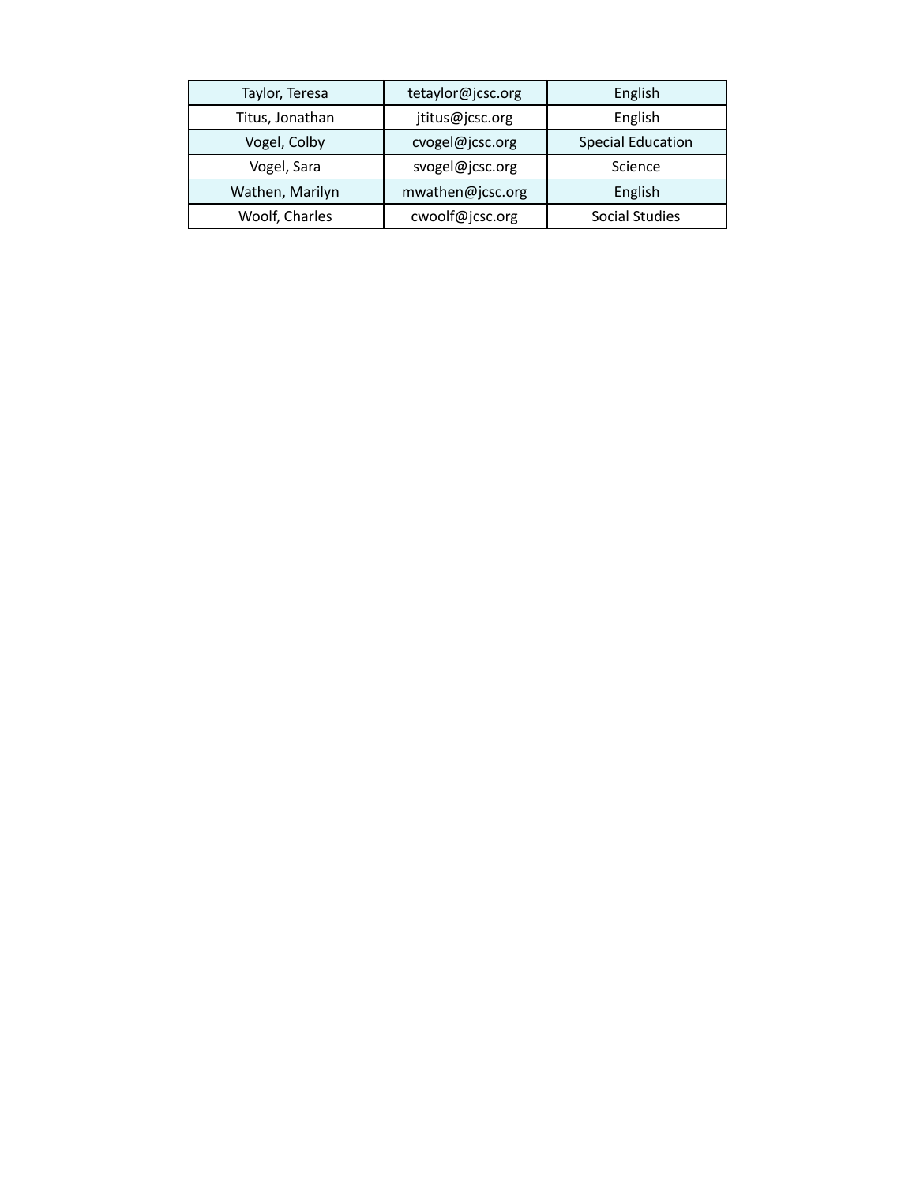| | | |
|---|---|---|
| Taylor, Teresa | tetaylor@jcsc.org | English |
| Titus, Jonathan | jtitus@jcsc.org | English |
| Vogel, Colby | cvogel@jcsc.org | Special Education |
| Vogel, Sara | svogel@jcsc.org | Science |
| Wathen, Marilyn | mwathen@jcsc.org | English |
| Woolf, Charles | cwoolf@jcsc.org | Social Studies |